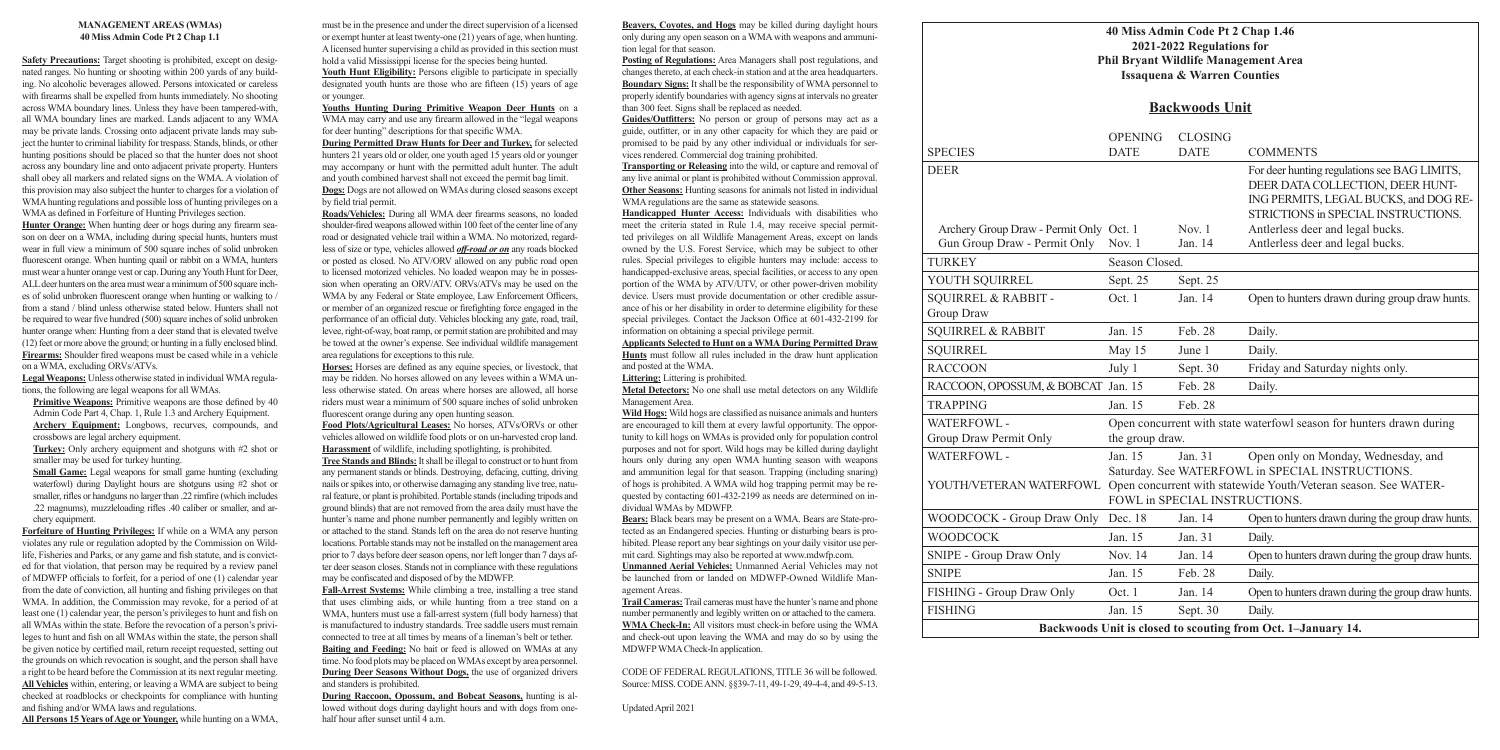## MANAGEMENT AREAS (WMAs)
## 40 Miss Admin Code Pt 2 Chap 1.1

**Safety Precautions:** Target shooting is prohibited, except on designated ranges. No hunting or shooting within 200 yards of any building. No alcoholic beverages allowed. Persons intoxicated or careless with firearms shall be expelled from hunts immediately. No shooting across WMA boundary lines. Unless they have been tampered-with, all WMA boundary lines are marked. Lands adjacent to any WMA may be private lands. Crossing onto adjacent private lands may subject the hunter to criminal liability for trespass. Stands, blinds, or other hunting positions should be placed so that the hunter does not shoot across any boundary line and onto adjacent private property. Hunters shall obey all markers and related signs on the WMA. A violation of this provision may also subject the hunter to charges for a violation of WMA hunting regulations and possible loss of hunting privileges on a WMA as defined in Forfeiture of Hunting Privileges section.

**Hunter Orange:** When hunting deer or hogs during any firearm season on deer on a WMA, including during special hunts, hunters must wear in full view a minimum of 500 square inches of solid unbroken fluorescent orange. When hunting quail or rabbit on a WMA, hunters must wear a hunter orange vest or cap. During any Youth Hunt for Deer, ALL deer hunters on the area must wear a minimum of 500 square inches of solid unbroken fluorescent orange when hunting or walking to / from a stand / blind unless otherwise stated below. Hunters shall not be required to wear five hundred (500) square inches of solid unbroken hunter orange when: Hunting from a deer stand that is elevated twelve (12) feet or more above the ground; or hunting in a fully enclosed blind.

**Firearms:** Shoulder fired weapons must be cased while in a vehicle on a WMA, excluding ORVs/ATVs.

**Legal Weapons:** Unless otherwise stated in individual WMA regulations, the following are legal weapons for all WMAs.

**Primitive Weapons:** Primitive weapons are those defined by 40 Admin Code Part 4, Chap. 1, Rule 1.3 and Archery Equipment.

**Archery Equipment:** Longbows, recurves, compounds, and crossbows are legal archery equipment.

**Turkey:** Only archery equipment and shotguns with #2 shot or smaller may be used for turkey hunting.

**Small Game:** Legal weapons for small game hunting (excluding waterfowl) during Daylight hours are shotguns using #2 shot or smaller, rifles or handguns no larger than .22 rimfire (which includes .22 magnums), muzzleloading rifles .40 caliber or smaller, and archery equipment.

**Forfeiture of Hunting Privileges:** If while on a WMA any person violates any rule or regulation adopted by the Commission on Wildlife, Fisheries and Parks, or any game and fish statute, and is convicted for that violation, that person may be required by a review panel of MDWFP officials to forfeit, for a period of one (1) calendar year from the date of conviction, all hunting and fishing privileges on that WMA. In addition, the Commission may revoke, for a period of at least one (1) calendar year, the person's privileges to hunt and fish on all WMAs within the state. Before the revocation of a person's privileges to hunt and fish on all WMAs within the state, the person shall be given notice by certified mail, return receipt requested, setting out the grounds on which revocation is sought, and the person shall have a right to be heard before the Commission at its next regular meeting.

**All Vehicles** within, entering, or leaving a WMA are subject to being checked at roadblocks or checkpoints for compliance with hunting and fishing and/or WMA laws and regulations.

**All Persons 15 Years of Age or Younger,** while hunting on a WMA, must be in the presence and under the direct supervision of a licensed or exempt hunter at least twenty-one (21) years of age, when hunting. A licensed hunter supervising a child as provided in this section must hold a valid Mississippi license for the species being hunted.

**Youth Hunt Eligibility:** Persons eligible to participate in specially designated youth hunts are those who are fifteen (15) years of age or younger.

**Youths Hunting During Primitive Weapon Deer Hunts** on a WMA may carry and use any firearm allowed in the "legal weapons for deer hunting" descriptions for that specific WMA.

**During Permitted Draw Hunts for Deer and Turkey,** for selected hunters 21 years old or older, one youth aged 15 years old or younger may accompany or hunt with the permitted adult hunter. The adult and youth combined harvest shall not exceed the permit bag limit.

**Dogs:** Dogs are not allowed on WMAs during closed seasons except by field trial permit.

**Roads/Vehicles:** During all WMA deer firearms seasons, no loaded shoulder-fired weapons allowed within 100 feet of the center line of any road or designated vehicle trail within a WMA. No motorized, regardless of size or type, vehicles allowed ***off-road or on*** any roads blocked or posted as closed. No ATV/ORV allowed on any public road open to licensed motorized vehicles. No loaded weapon may be in possession when operating an ORV/ATV. ORVs/ATVs may be used on the WMA by any Federal or State employee, Law Enforcement Officers, or member of an organized rescue or firefighting force engaged in the performance of an official duty. Vehicles blocking any gate, road, trail, levee, right-of-way, boat ramp, or permit station are prohibited and may be towed at the owner's expense. See individual wildlife management area regulations for exceptions to this rule.

**Horses:** Horses are defined as any equine species, or livestock, that may be ridden. No horses allowed on any levees within a WMA unless otherwise stated. On areas where horses are allowed, all horse riders must wear a minimum of 500 square inches of solid unbroken fluorescent orange during any open hunting season.

**Food Plots/Agricultural Leases:** No horses, ATVs/ORVs or other vehicles allowed on wildlife food plots or on un-harvested crop land.

**Harassment** of wildlife, including spotlighting, is prohibited.

**Tree Stands and Blinds:** It shall be illegal to construct or to hunt from any permanent stands or blinds. Destroying, defacing, cutting, driving nails or spikes into, or otherwise damaging any standing live tree, natural feature, or plant is prohibited. Portable stands (including tripods and ground blinds) that are not removed from the area daily must have the hunter's name and phone number permanently and legibly written on or attached to the stand. Stands left on the area do not reserve hunting locations. Portable stands may not be installed on the management area prior to 7 days before deer season opens, nor left longer than 7 days after deer season closes. Stands not in compliance with these regulations may be confiscated and disposed of by the MDWFP.

**Fall-Arrest Systems:** While climbing a tree, installing a tree stand that uses climbing aids, or while hunting from a tree stand on a WMA, hunters must use a fall-arrest system (full body harness) that is manufactured to industry standards. Tree saddle users must remain connected to tree at all times by means of a lineman's belt or tether.

**Baiting and Feeding:** No bait or feed is allowed on WMAs at any time. No food plots may be placed on WMAs except by area personnel.

**During Deer Seasons Without Dogs,** the use of organized drivers and standers is prohibited.

**During Raccoon, Opossum, and Bobcat Seasons,** hunting is allowed without dogs during daylight hours and with dogs from one-half hour after sunset until 4 a.m.

**Beavers, Coyotes, and Hogs** may be killed during daylight hours only during any open season on a WMA with weapons and ammunition legal for that season.

**Posting of Regulations:** Area Managers shall post regulations, and changes thereto, at each check-in station and at the area headquarters.

**Boundary Signs:** It shall be the responsibility of WMA personnel to properly identify boundaries with agency signs at intervals no greater than 300 feet. Signs shall be replaced as needed.

**Guides/Outfitters:** No person or group of persons may act as a guide, outfitter, or in any other capacity for which they are paid or promised to be paid by any other individual or individuals for services rendered. Commercial dog training prohibited.

**Transporting or Releasing** into the wild, or capture and removal of any live animal or plant is prohibited without Commission approval.

**Other Seasons:** Hunting seasons for animals not listed in individual WMA regulations are the same as statewide seasons.

**Handicapped Hunter Access:** Individuals with disabilities who meet the criteria stated in Rule 1.4, may receive special permitted privileges on all Wildlife Management Areas, except on lands owned by the U.S. Forest Service, which may be subject to other rules. Special privileges to eligible hunters may include: access to handicapped-exclusive areas, special facilities, or access to any open portion of the WMA by ATV/UTV, or other power-driven mobility device. Users must provide documentation or other credible assurance of his or her disability in order to determine eligibility for these special privileges. Contact the Jackson Office at 601-432-2199 for information on obtaining a special privilege permit.

**Applicants Selected to Hunt on a WMA During Permitted Draw Hunts** must follow all rules included in the draw hunt application and posted at the WMA.

**Littering:** Littering is prohibited.

**Metal Detectors:** No one shall use metal detectors on any Wildlife Management Area.

**Wild Hogs:** Wild hogs are classified as nuisance animals and hunters are encouraged to kill them at every lawful opportunity. The opportunity to kill hogs on WMAs is provided only for population control purposes and not for sport. Wild hogs may be killed during daylight hours only during any open WMA hunting season with weapons and ammunition legal for that season. Trapping (including snaring) of hogs is prohibited. A WMA wild hog trapping permit may be requested by contacting 601-432-2199 as needs are determined on individual WMAs by MDWFP.

**Bears:** Black bears may be present on a WMA. Bears are State-protected as an Endangered species. Hunting or disturbing bears is prohibited. Please report any bear sightings on your daily visitor use permit card. Sightings may also be reported at www.mdwfp.com.

**Unmanned Aerial Vehicles:** Unmanned Aerial Vehicles may not be launched from or landed on MDWFP-Owned Wildlife Management Areas.

**Trail Cameras:** Trail cameras must have the hunter's name and phone number permanently and legibly written on or attached to the camera.

**WMA Check-In:** All visitors must check-in before using the WMA and check-out upon leaving the WMA and may do so by using the MDWFP WMA Check-In application.

CODE OF FEDERAL REGULATIONS, TITLE 36 will be followed.
Source: MISS. CODE ANN. §§39-7-11, 49-1-29, 49-4-4, and 49-5-13.

Updated April 2021

## 40 Miss Admin Code Pt 2 Chap 1.46
## 2021-2022 Regulations for
## Phil Bryant Wildlife Management Area
## Issaquena & Warren Counties

## Backwoods Unit

| SPECIES | OPENING DATE | CLOSING DATE | COMMENTS |
|---|---|---|---|
| DEER | | | For deer hunting regulations see BAG LIMITS, DEER DATA COLLECTION, DEER HUNTING PERMITS, LEGAL BUCKS, and DOG RESTRICTIONS in SPECIAL INSTRUCTIONS. |
| Archery Group Draw - Permit Only | Oct. 1 | Nov. 1 | Antlerless deer and legal bucks. |
| Gun Group Draw - Permit Only | Nov. 1 | Jan. 14 | Antlerless deer and legal bucks. |
| TURKEY | Season Closed. | | |
| YOUTH SQUIRREL | Sept. 25 | Sept. 25 | |
| SQUIRREL & RABBIT - Group Draw | Oct. 1 | Jan. 14 | Open to hunters drawn during group draw hunts. |
| SQUIRREL & RABBIT | Jan. 15 | Feb. 28 | Daily. |
| SQUIRREL | May 15 | June 1 | Daily. |
| RACCOON | July 1 | Sept. 30 | Friday and Saturday nights only. |
| RACCOON, OPOSSUM, & BOBCAT | Jan. 15 | Feb. 28 | Daily. |
| TRAPPING | Jan. 15 | Feb. 28 | |
| WATERFOWL - Group Draw Permit Only | Open concurrent with state waterfowl season for hunters drawn during the group draw. | | |
| WATERFOWL - | Jan. 15 | Jan. 31 | Open only on Monday, Wednesday, and Saturday. See WATERFOWL in SPECIAL INSTRUCTIONS. |
| YOUTH/VETERAN WATERFOWL | Open concurrent with statewide Youth/Veteran season. See WATERFOWL in SPECIAL INSTRUCTIONS. | | |
| WOODCOCK - Group Draw Only | Dec. 18 | Jan. 14 | Open to hunters drawn during the group draw hunts. |
| WOODCOCK | Jan. 15 | Jan. 31 | Daily. |
| SNIPE - Group Draw Only | Nov. 14 | Jan. 14 | Open to hunters drawn during the group draw hunts. |
| SNIPE | Jan. 15 | Feb. 28 | Daily. |
| FISHING - Group Draw Only | Oct. 1 | Jan. 14 | Open to hunters drawn during the group draw hunts. |
| FISHING | Jan. 15 | Sept. 30 | Daily. |

**Backwoods Unit is closed to scouting from Oct. 1–January 14.**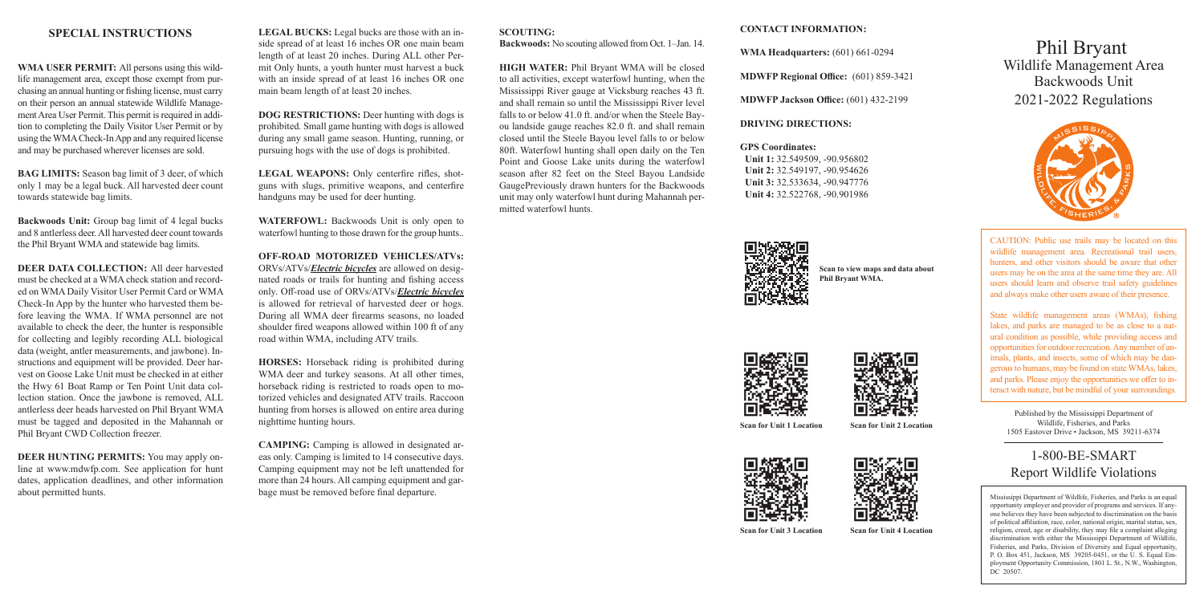## SPECIAL INSTRUCTIONS

**WMA USER PERMIT:** All persons using this wildlife management area, except those exempt from purchasing an annual hunting or fishing license, must carry on their person an annual statewide Wildlife Management Area User Permit. This permit is required in addition to completing the Daily Visitor User Permit or by using the WMA Check-In App and any required license and may be purchased wherever licenses are sold.

**BAG LIMITS:** Season bag limit of 3 deer, of which only 1 may be a legal buck. All harvested deer count towards statewide bag limits.

**Backwoods Unit:** Group bag limit of 4 legal bucks and 8 antlerless deer. All harvested deer count towards the Phil Bryant WMA and statewide bag limits.

**DEER DATA COLLECTION:** All deer harvested must be checked at a WMA check station and recorded on WMA Daily Visitor User Permit Card or WMA Check-In App by the hunter who harvested them before leaving the WMA. If WMA personnel are not available to check the deer, the hunter is responsible for collecting and legibly recording ALL biological data (weight, antler measurements, and jawbone). Instructions and equipment will be provided. Deer harvest on Goose Lake Unit must be checked in at either the Hwy 61 Boat Ramp or Ten Point Unit data collection station. Once the jawbone is removed, ALL antlerless deer heads harvested on Phil Bryant WMA must be tagged and deposited in the Mahannah or Phil Bryant CWD Collection freezer.

**DEER HUNTING PERMITS:** You may apply online at www.mdwfp.com. See application for hunt dates, application deadlines, and other information about permitted hunts.

**LEGAL BUCKS:** Legal bucks are those with an inside spread of at least 16 inches OR one main beam length of at least 20 inches. During ALL other Permit Only hunts, a youth hunter must harvest a buck with an inside spread of at least 16 inches OR one main beam length of at least 20 inches.

**DOG RESTRICTIONS:** Deer hunting with dogs is prohibited. Small game hunting with dogs is allowed during any small game season. Hunting, running, or pursuing hogs with the use of dogs is prohibited.

**LEGAL WEAPONS:** Only centerfire rifles, shotguns with slugs, primitive weapons, and centerfire handguns may be used for deer hunting.

**WATERFOWL:** Backwoods Unit is only open to waterfowl hunting to those drawn for the group hunts..

**OFF-ROAD MOTORIZED VEHICLES/ATVs:** ORVs/ATVs/***Electric bicycles*** are allowed on designated roads or trails for hunting and fishing access only. Off-road use of ORVs/ATVs/***Electric bicycles*** is allowed for retrieval of harvested deer or hogs. During all WMA deer firearms seasons, no loaded shoulder fired weapons allowed within 100 ft of any road within WMA, including ATV trails.

**HORSES:** Horseback riding is prohibited during WMA deer and turkey seasons. At all other times, horseback riding is restricted to roads open to motorized vehicles and designated ATV trails. Raccoon hunting from horses is allowed on entire area during nighttime hunting hours.

**CAMPING:** Camping is allowed in designated areas only. Camping is limited to 14 consecutive days. Camping equipment may not be left unattended for more than 24 hours. All camping equipment and garbage must be removed before final departure.

**SCOUTING:**
**Backwoods:** No scouting allowed from Oct. 1–Jan. 14.

**HIGH WATER:** Phil Bryant WMA will be closed to all activities, except waterfowl hunting, when the Mississippi River gauge at Vicksburg reaches 43 ft. and shall remain so until the Mississippi River level falls to or below 41.0 ft. and/or when the Steele Bayou landside gauge reaches 82.0 ft. and shall remain closed until the Steele Bayou level falls to or below 80ft. Waterfowl hunting shall open daily on the Ten Point and Goose Lake units during the waterfowl season after 82 feet on the Steel Bayou Landside GaugePreviously drawn hunters for the Backwoods unit may only waterfowl hunt during Mahannah permitted waterfowl hunts.

**CONTACT INFORMATION:**

**WMA Headquarters:** (601) 661-0294

**MDWFP Regional Office:** (601) 859-3421

**MDWFP Jackson Office:** (601) 432-2199

**DRIVING DIRECTIONS:**

**GPS Coordinates:**
**Unit 1:** 32.549509, -90.956802
**Unit 2:** 32.549197, -90.954626
**Unit 3:** 32.533634, -90.947776
**Unit 4:** 32.522768, -90.901986

**Scan to view maps and data about Phil Bryant WMA.**

**Scan for Unit 1 Location**

**Scan for Unit 2 Location**

**Scan for Unit 3 Location**

**Scan for Unit 4 Location**

# Phil Bryant
## Wildlife Management Area
## Backwoods Unit
## 2021-2022 Regulations

CAUTION: Public use trails may be located on this wildlife management area. Recreational trail users, hunters, and other visitors should be aware that other users may be on the area at the same time they are. All users should learn and observe trail safety guidelines and always make other users aware of their presence.

State wildlife management areas (WMAs), fishing lakes, and parks are managed to be as close to a natural condition as possible, while providing access and opportunities for outdoor recreation. Any number of animals, plants, and insects, some of which may be dangerous to humans, may be found on state WMAs, lakes, and parks. Please enjoy the opportunities we offer to interact with nature, but be mindful of your surroundings.

Published by the Mississippi Department of Wildlife, Fisheries, and Parks
1505 Eastover Drive • Jackson, MS 39211-6374

## 1-800-BE-SMART
## Report Wildlife Violations

Mississippi Department of Wildlife, Fisheries, and Parks is an equal opportunity employer and provider of programs and services. If anyone believes they have been subjected to discrimination on the basis of political affiliation, race, color, national origin, marital status, sex, religion, creed, age or disability, they may file a complaint alleging discrimination with either the Mississippi Department of Wildlife, Fisheries, and Parks, Division of Diversity and Equal opportunity, P. O. Box 451, Jackson, MS 39205-0451, or the U. S. Equal Employment Opportunity Commission, 1801 L. St., N.W., Washington, DC 20507.